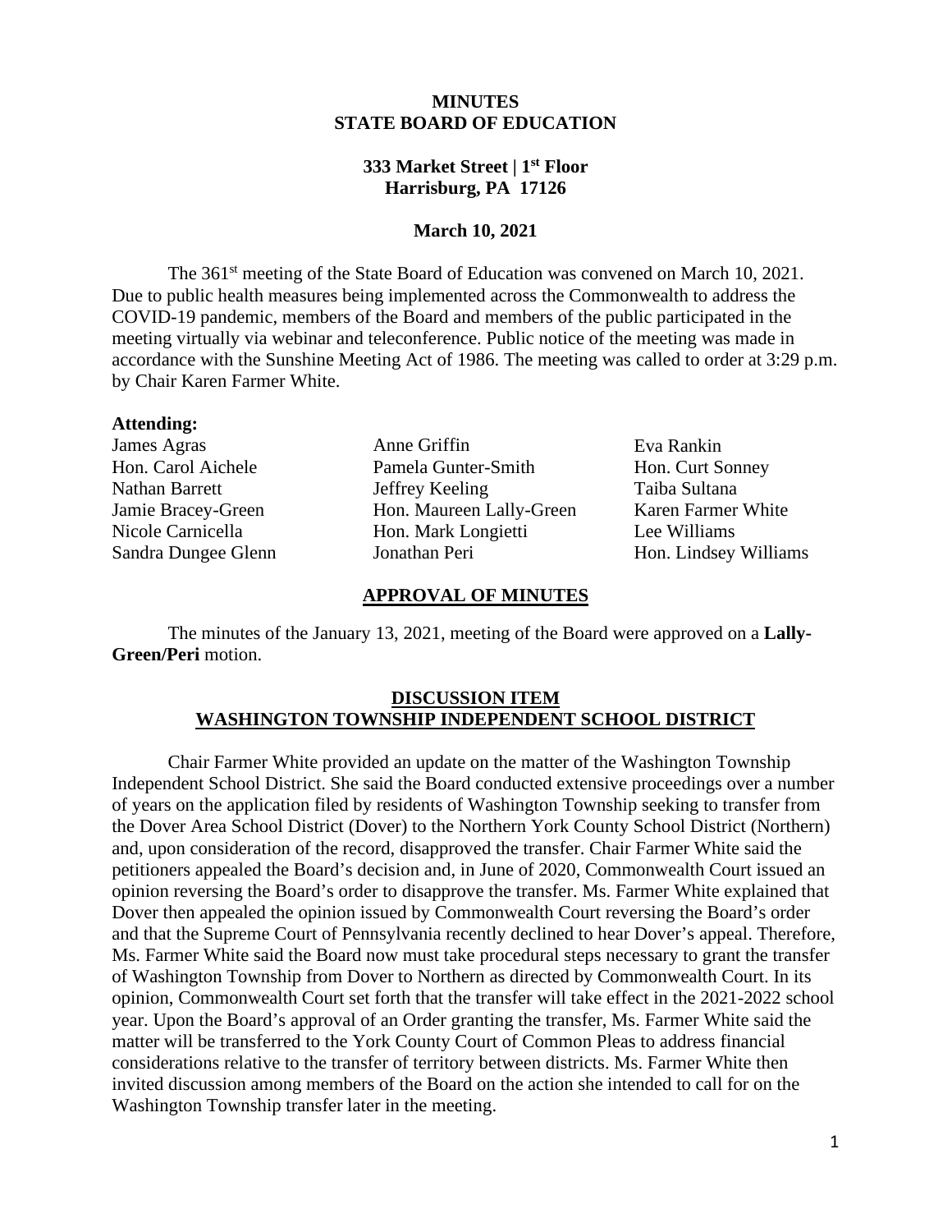# MINUTES
# STATE BOARD OF EDUCATION

**333 Market Street | 1st Floor**
**Harrisburg, PA 17126**

**March 10, 2021**

The 361st meeting of the State Board of Education was convened on March 10, 2021. Due to public health measures being implemented across the Commonwealth to address the COVID-19 pandemic, members of the Board and members of the public participated in the meeting virtually via webinar and teleconference. Public notice of the meeting was made in accordance with the Sunshine Meeting Act of 1986. The meeting was called to order at 3:29 p.m. by Chair Karen Farmer White.

**Attending:**

James Agras
Hon. Carol Aichele
Nathan Barrett
Jamie Bracey-Green
Nicole Carnicella
Sandra Dungee Glenn
Anne Griffin
Pamela Gunter-Smith
Jeffrey Keeling
Hon. Maureen Lally-Green
Hon. Mark Longietti
Jonathan Peri
Eva Rankin
Hon. Curt Sonney
Taiba Sultana
Karen Farmer White
Lee Williams
Hon. Lindsey Williams

## APPROVAL OF MINUTES

The minutes of the January 13, 2021, meeting of the Board were approved on a **Lally-Green/Peri** motion.

## DISCUSSION ITEM
## WASHINGTON TOWNSHIP INDEPENDENT SCHOOL DISTRICT

Chair Farmer White provided an update on the matter of the Washington Township Independent School District. She said the Board conducted extensive proceedings over a number of years on the application filed by residents of Washington Township seeking to transfer from the Dover Area School District (Dover) to the Northern York County School District (Northern) and, upon consideration of the record, disapproved the transfer. Chair Farmer White said the petitioners appealed the Board's decision and, in June of 2020, Commonwealth Court issued an opinion reversing the Board's order to disapprove the transfer. Ms. Farmer White explained that Dover then appealed the opinion issued by Commonwealth Court reversing the Board's order and that the Supreme Court of Pennsylvania recently declined to hear Dover's appeal. Therefore, Ms. Farmer White said the Board now must take procedural steps necessary to grant the transfer of Washington Township from Dover to Northern as directed by Commonwealth Court. In its opinion, Commonwealth Court set forth that the transfer will take effect in the 2021-2022 school year. Upon the Board's approval of an Order granting the transfer, Ms. Farmer White said the matter will be transferred to the York County Court of Common Pleas to address financial considerations relative to the transfer of territory between districts. Ms. Farmer White then invited discussion among members of the Board on the action she intended to call for on the Washington Township transfer later in the meeting.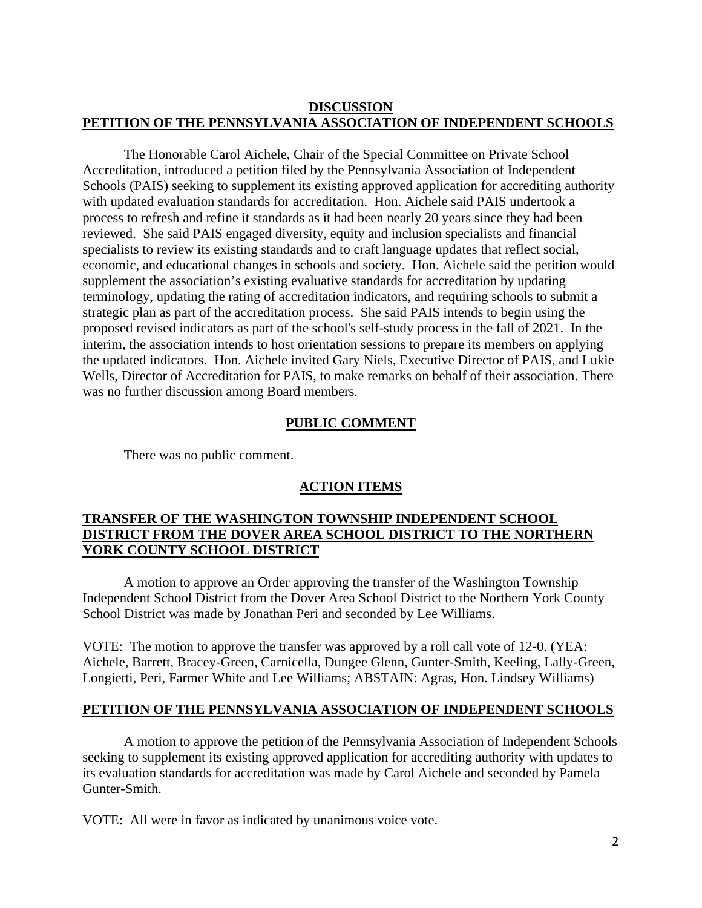## **DISCUSSION**
## **PETITION OF THE PENNSYLVANIA ASSOCIATION OF INDEPENDENT SCHOOLS**

The Honorable Carol Aichele, Chair of the Special Committee on Private School Accreditation, introduced a petition filed by the Pennsylvania Association of Independent Schools (PAIS) seeking to supplement its existing approved application for accrediting authority with updated evaluation standards for accreditation. Hon. Aichele said PAIS undertook a process to refresh and refine it standards as it had been nearly 20 years since they had been reviewed. She said PAIS engaged diversity, equity and inclusion specialists and financial specialists to review its existing standards and to craft language updates that reflect social, economic, and educational changes in schools and society. Hon. Aichele said the petition would supplement the association's existing evaluative standards for accreditation by updating terminology, updating the rating of accreditation indicators, and requiring schools to submit a strategic plan as part of the accreditation process. She said PAIS intends to begin using the proposed revised indicators as part of the school's self-study process in the fall of 2021. In the interim, the association intends to host orientation sessions to prepare its members on applying the updated indicators. Hon. Aichele invited Gary Niels, Executive Director of PAIS, and Lukie Wells, Director of Accreditation for PAIS, to make remarks on behalf of their association. There was no further discussion among Board members.

## **PUBLIC COMMENT**

There was no public comment.

## **ACTION ITEMS**

### **TRANSFER OF THE WASHINGTON TOWNSHIP INDEPENDENT SCHOOL DISTRICT FROM THE DOVER AREA SCHOOL DISTRICT TO THE NORTHERN YORK COUNTY SCHOOL DISTRICT**

A motion to approve an Order approving the transfer of the Washington Township Independent School District from the Dover Area School District to the Northern York County School District was made by Jonathan Peri and seconded by Lee Williams.

VOTE: The motion to approve the transfer was approved by a roll call vote of 12-0. (YEA: Aichele, Barrett, Bracey-Green, Carnicella, Dungee Glenn, Gunter-Smith, Keeling, Lally-Green, Longietti, Peri, Farmer White and Lee Williams; ABSTAIN: Agras, Hon. Lindsey Williams)

### **PETITION OF THE PENNSYLVANIA ASSOCIATION OF INDEPENDENT SCHOOLS**

A motion to approve the petition of the Pennsylvania Association of Independent Schools seeking to supplement its existing approved application for accrediting authority with updates to its evaluation standards for accreditation was made by Carol Aichele and seconded by Pamela Gunter-Smith.

VOTE: All were in favor as indicated by unanimous voice vote.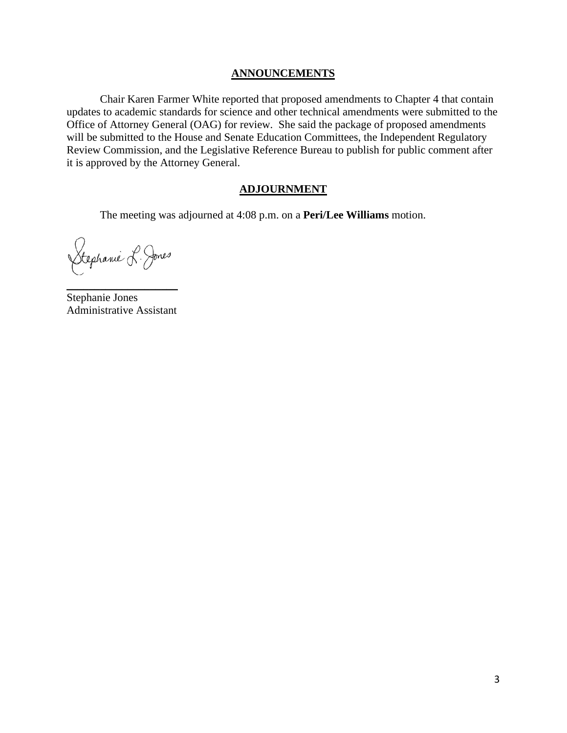## ANNOUNCEMENTS

Chair Karen Farmer White reported that proposed amendments to Chapter 4 that contain updates to academic standards for science and other technical amendments were submitted to the Office of Attorney General (OAG) for review. She said the package of proposed amendments will be submitted to the House and Senate Education Committees, the Independent Regulatory Review Commission, and the Legislative Reference Bureau to publish for public comment after it is approved by the Attorney General.

## ADJOURNMENT

The meeting was adjourned at 4:08 p.m. on a **Peri/Lee Williams** motion.

Stephanie L. Jones

Stephanie Jones
Administrative Assistant